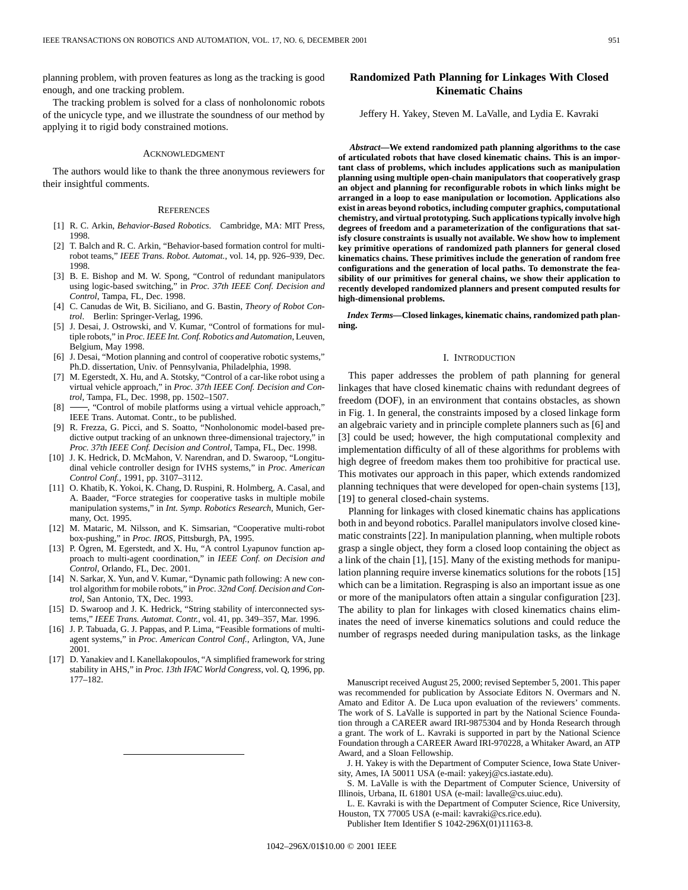planning problem, with proven features as long as the tracking is good enough, and one tracking problem.

The tracking problem is solved for a class of nonholonomic robots of the unicycle type, and we illustrate the soundness of our method by applying it to rigid body constrained motions.

## Acknowledgment

The authors would like to thank the three anonymous reviewers for their insightful comments.

## References

[1] R. C. Arkin, *Behavior-Based Robotics*. Cambridge, MA: MIT Press, 1998.

[2] T. Balch and R. C. Arkin, "Behavior-based formation control for multirobot teams," *IEEE Trans. Robot. Automat.*, vol. 14, pp. 926–939, Dec. 1998.

[3] B. E. Bishop and M. W. Spong, "Control of redundant manipulators using logic-based switching," in *Proc. 37th IEEE Conf. Decision and Control*, Tampa, FL, Dec. 1998.

[4] C. Canudas de Wit, B. Siciliano, and G. Bastin, *Theory of Robot Control*. Berlin: Springer-Verlag, 1996.

[5] J. Desai, J. Ostrowski, and V. Kumar, "Control of formations for multiple robots," in *Proc. IEEE Int. Conf. Robotics and Automation*, Leuven, Belgium, May 1998.

[6] J. Desai, "Motion planning and control of cooperative robotic systems," Ph.D. dissertation, Univ. of Pennsylvania, Philadelphia, 1998.

[7] M. Egerstedt, X. Hu, and A. Stotsky, "Control of a car-like robot using a virtual vehicle approach," in *Proc. 37th IEEE Conf. Decision and Control*, Tampa, FL, Dec. 1998, pp. 1502–1507.

[8] ——, "Control of mobile platforms using a virtual vehicle approach," IEEE Trans. Automat. Contr., to be published.

[9] R. Frezza, G. Picci, and S. Soatto, "Nonholonomic model-based predictive output tracking of an unknown three-dimensional trajectory," in *Proc. 37th IEEE Conf. Decision and Control*, Tampa, FL, Dec. 1998.

[10] J. K. Hedrick, D. McMahon, V. Narendran, and D. Swaroop, "Longitudinal vehicle controller design for IVHS systems," in *Proc. American Control Conf.*, 1991, pp. 3107–3112.

[11] O. Khatib, K. Yokoi, K. Chang, D. Ruspini, R. Holmberg, A. Casal, and A. Baader, "Force strategies for cooperative tasks in multiple mobile manipulation systems," in *Int. Symp. Robotics Research*, Munich, Germany, Oct. 1995.

[12] M. Mataric, M. Nilsson, and K. Simsarian, "Cooperative multi-robot box-pushing," in *Proc. IROS*, Pittsburgh, PA, 1995.

[13] P. Ögren, M. Egerstedt, and X. Hu, "A control Lyapunov function approach to multi-agent coordination," in *IEEE Conf. on Decision and Control*, Orlando, FL, Dec. 2001.

[14] N. Sarkar, X. Yun, and V. Kumar, "Dynamic path following: A new control algorithm for mobile robots," in *Proc. 32nd Conf. Decision and Control*, San Antonio, TX, Dec. 1993.

[15] D. Swaroop and J. K. Hedrick, "String stability of interconnected systems," *IEEE Trans. Automat. Contr.*, vol. 41, pp. 349–357, Mar. 1996.

[16] J. P. Tabuada, G. J. Pappas, and P. Lima, "Feasible formations of multiagent systems," in *Proc. American Control Conf.*, Arlington, VA, June 2001.

[17] D. Yanakiev and I. Kanellakopoulos, "A simplified framework for string stability in AHS," in *Proc. 13th IFAC World Congress*, vol. Q, 1996, pp. 177–182.

# Randomized Path Planning for Linkages With Closed Kinematic Chains

Jeffery H. Yakey, Steven M. LaValle, and Lydia E. Kavraki

***Abstract*—We extend randomized path planning algorithms to the case of articulated robots that have closed kinematic chains. This is an important class of problems, which includes applications such as manipulation planning using multiple open-chain manipulators that cooperatively grasp an object and planning for reconfigurable robots in which links might be arranged in a loop to ease manipulation or locomotion. Applications also exist in areas beyond robotics, including computer graphics, computational chemistry, and virtual prototyping. Such applications typically involve high degrees of freedom and a parameterization of the configurations that satisfy closure constraints is usually not available. We show how to implement key primitive operations of randomized path planners for general closed kinematics chains. These primitives include the generation of random free configurations and the generation of local paths. To demonstrate the feasibility of our primitives for general chains, we show their application to recently developed randomized planners and present computed results for high-dimensional problems.**

***Index Terms*—Closed linkages, kinematic chains, randomized path planning.**

## I. Introduction

This paper addresses the problem of path planning for general linkages that have closed kinematic chains with redundant degrees of freedom (DOF), in an environment that contains obstacles, as shown in Fig. 1. In general, the constraints imposed by a closed linkage form an algebraic variety and in principle complete planners such as [6] and [3] could be used; however, the high computational complexity and implementation difficulty of all of these algorithms for problems with high degree of freedom makes them too prohibitive for practical use. This motivates our approach in this paper, which extends randomized planning techniques that were developed for open-chain systems [13], [19] to general closed-chain systems.

Planning for linkages with closed kinematic chains has applications both in and beyond robotics. Parallel manipulators involve closed kinematic constraints [22]. In manipulation planning, when multiple robots grasp a single object, they form a closed loop containing the object as a link of the chain [1], [15]. Many of the existing methods for manipulation planning require inverse kinematics solutions for the robots [15] which can be a limitation. Regrasping is also an important issue as one or more of the manipulators often attain a singular configuration [23]. The ability to plan for linkages with closed kinematics chains eliminates the need of inverse kinematics solutions and could reduce the number of regrasps needed during manipulation tasks, as the linkage

Manuscript received August 25, 2000; revised September 5, 2001. This paper was recommended for publication by Associate Editors N. Overmars and N. Amato and Editor A. De Luca upon evaluation of the reviewers' comments. The work of S. LaValle is supported in part by the National Science Foundation through a CAREER award IRI-9875304 and by Honda Research through a grant. The work of L. Kavraki is supported in part by the National Science Foundation through a CAREER Award IRI-970228, a Whitaker Award, an ATP Award, and a Sloan Fellowship.

J. H. Yakey is with the Department of Computer Science, Iowa State University, Ames, IA 50011 USA (e-mail: yakeyj@cs.iastate.edu).

S. M. LaValle is with the Department of Computer Science, University of Illinois, Urbana, IL 61801 USA (e-mail: lavalle@cs.uiuc.edu).

L. E. Kavraki is with the Department of Computer Science, Rice University, Houston, TX 77005 USA (e-mail: kavraki@cs.rice.edu).

Publisher Item Identifier S 1042-296X(01)11163-8.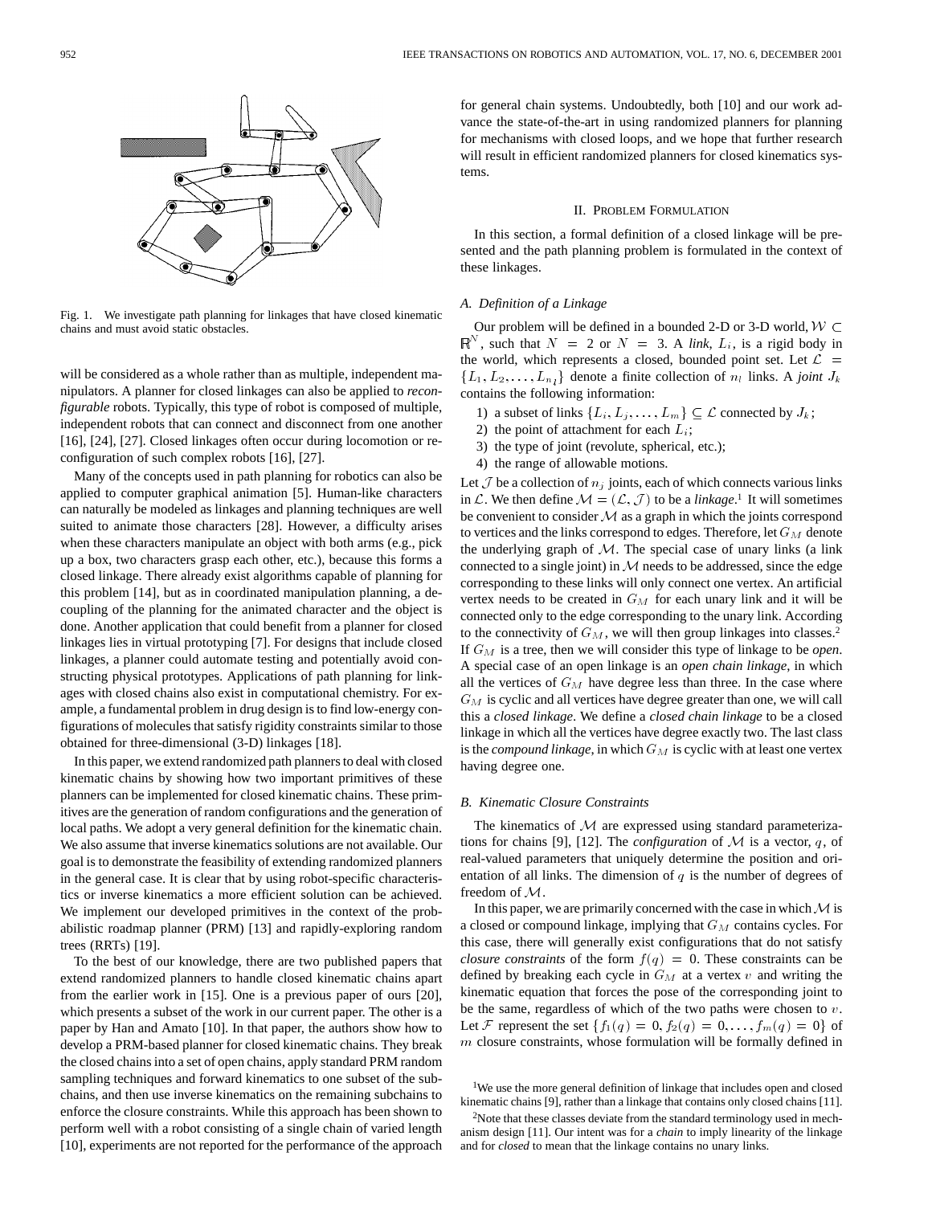Fig. 1. We investigate path planning for linkages that have closed kinematic chains and must avoid static obstacles.

will be considered as a whole rather than as multiple, independent manipulators. A planner for closed linkages can also be applied to *reconfigurable* robots. Typically, this type of robot is composed of multiple, independent robots that can connect and disconnect from one another [16], [24], [27]. Closed linkages often occur during locomotion or reconfiguration of such complex robots [16], [27].

Many of the concepts used in path planning for robotics can also be applied to computer graphical animation [5]. Human-like characters can naturally be modeled as linkages and planning techniques are well suited to animate those characters [28]. However, a difficulty arises when these characters manipulate an object with both arms (e.g., pick up a box, two characters grasp each other, etc.), because this forms a closed linkage. There already exist algorithms capable of planning for this problem [14], but as in coordinated manipulation planning, a decoupling of the planning for the animated character and the object is done. Another application that could benefit from a planner for closed linkages lies in virtual prototyping [7]. For designs that include closed linkages, a planner could automate testing and potentially avoid constructing physical prototypes. Applications of path planning for linkages with closed chains also exist in computational chemistry. For example, a fundamental problem in drug design is to find low-energy configurations of molecules that satisfy rigidity constraints similar to those obtained for three-dimensional (3-D) linkages [18].

In this paper, we extend randomized path planners to deal with closed kinematic chains by showing how two important primitives of these planners can be implemented for closed kinematic chains. These primitives are the generation of random configurations and the generation of local paths. We adopt a very general definition for the kinematic chain. We also assume that inverse kinematics solutions are not available. Our goal is to demonstrate the feasibility of extending randomized planners in the general case. It is clear that by using robot-specific characteristics or inverse kinematics a more efficient solution can be achieved. We implement our developed primitives in the context of the probabilistic roadmap planner (PRM) [13] and rapidly-exploring random trees (RRTs) [19].

To the best of our knowledge, there are two published papers that extend randomized planners to handle closed kinematic chains apart from the earlier work in [15]. One is a previous paper of ours [20], which presents a subset of the work in our current paper. The other is a paper by Han and Amato [10]. In that paper, the authors show how to develop a PRM-based planner for closed kinematic chains. They break the closed chains into a set of open chains, apply standard PRM random sampling techniques and forward kinematics to one subset of the subchains, and then use inverse kinematics on the remaining subchains to enforce the closure constraints. While this approach has been shown to perform well with a robot consisting of a single chain of varied length [10], experiments are not reported for the performance of the approach for general chain systems. Undoubtedly, both [10] and our work advance the state-of-the-art in using randomized planners for planning for mechanisms with closed loops, and we hope that further research will result in efficient randomized planners for closed kinematics systems.

## II. Problem Formulation

In this section, a formal definition of a closed linkage will be presented and the path planning problem is formulated in the context of these linkages.

### A. Definition of a Linkage

Our problem will be defined in a bounded 2-D or 3-D world, $\mathcal{W} \subset \mathbb{R}^N$, such that $N = 2$ or $N = 3$. A *link*, $L_i$, is a rigid body in the world, which represents a closed, bounded point set. Let $\mathcal{L} = \{L_1, L_2, \ldots, L_{n_l}\}$ denote a finite collection of $n_l$ links. A *joint* $J_k$ contains the following information:

1) a subset of links $\{L_i, L_j, \ldots, L_m\} \subseteq \mathcal{L}$ connected by $J_k$;
2) the point of attachment for each $L_i$;
3) the type of joint (revolute, spherical, etc.);
4) the range of allowable motions.

Let $\mathcal{J}$ be a collection of $n_j$ joints, each of which connects various links in $\mathcal{L}$. We then define $\mathcal{M} = (\mathcal{L}, \mathcal{J})$ to be a *linkage*.[1] It will sometimes be convenient to consider $\mathcal{M}$ as a graph in which the joints correspond to vertices and the links correspond to edges. Therefore, let $G_M$ denote the underlying graph of $\mathcal{M}$. The special case of unary links (a link connected to a single joint) in $\mathcal{M}$ needs to be addressed, since the edge corresponding to these links will only connect one vertex. An artificial vertex needs to be created in $G_M$ for each unary link and it will be connected only to the edge corresponding to the unary link. According to the connectivity of $G_M$, we will then group linkages into classes.[2] If $G_M$ is a tree, then we will consider this type of linkage to be *open*. A special case of an open linkage is an *open chain linkage*, in which all the vertices of $G_M$ have degree less than three. In the case where $G_M$ is cyclic and all vertices have degree greater than one, we will call this a *closed linkage*. We define a *closed chain linkage* to be a closed linkage in which all the vertices have degree exactly two. The last class is the *compound linkage*, in which $G_M$ is cyclic with at least one vertex having degree one.

### B. Kinematic Closure Constraints

The kinematics of $\mathcal{M}$ are expressed using standard parameterizations for chains [9], [12]. The *configuration* of $\mathcal{M}$ is a vector, $q$, of real-valued parameters that uniquely determine the position and orientation of all links. The dimension of $q$ is the number of degrees of freedom of $\mathcal{M}$.

In this paper, we are primarily concerned with the case in which $\mathcal{M}$ is a closed or compound linkage, implying that $G_M$ contains cycles. For this case, there will generally exist configurations that do not satisfy *closure constraints* of the form $f(q) = 0$. These constraints can be defined by breaking each cycle in $G_M$ at a vertex $v$ and writing the kinematic equation that forces the pose of the corresponding joint to be the same, regardless of which of the two paths were chosen to $v$. Let $\mathcal{F}$ represent the set $\{f_1(q) = 0, f_2(q) = 0, \ldots, f_m(q) = 0\}$ of $m$ closure constraints, whose formulation will be formally defined in

[1] We use the more general definition of linkage that includes open and closed kinematic chains [9], rather than a linkage that contains only closed chains [11].

[2] Note that these classes deviate from the standard terminology used in mechanism design [11]. Our intent was for a *chain* to imply linearity of the linkage and for *closed* to mean that the linkage contains no unary links.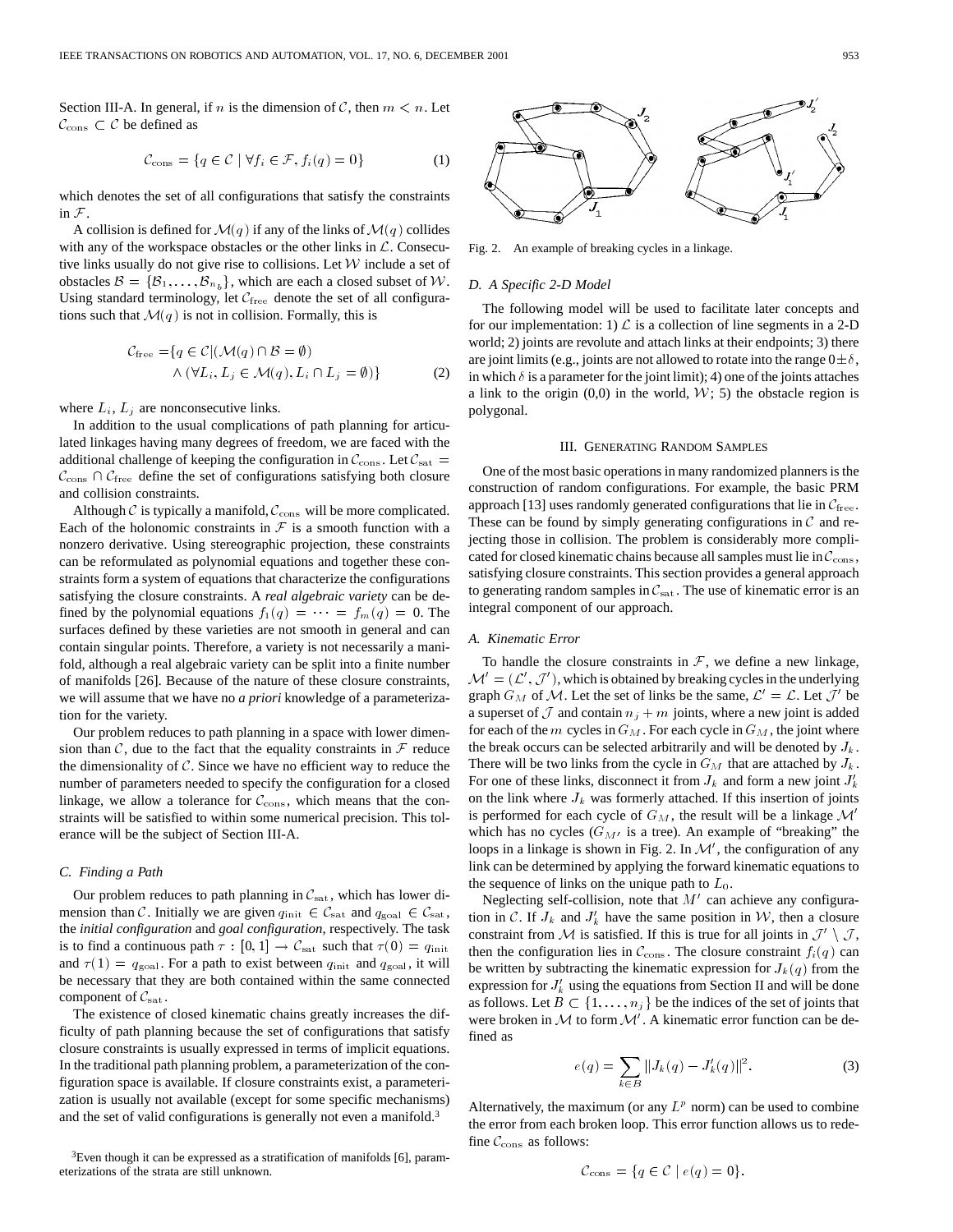Section III-A. In general, if $n$ is the dimension of $\mathcal{C}$, then $m < n$. Let $\mathcal{C}_{\text{cons}} \subset \mathcal{C}$ be defined as

$$\mathcal{C}_{\text{cons}} = \{q \in \mathcal{C} \mid \forall f_i \in \mathcal{F}, f_i(q) = 0\} \tag{1}$$

which denotes the set of all configurations that satisfy the constraints in $\mathcal{F}$.

A collision is defined for $\mathcal{M}(q)$ if any of the links of $\mathcal{M}(q)$ collides with any of the workspace obstacles or the other links in $\mathcal{L}$. Consecutive links usually do not give rise to collisions. Let $\mathcal{W}$ include a set of obstacles $\mathcal{B} = \{\mathcal{B}_1, \ldots, \mathcal{B}_{n_b}\}$, which are each a closed subset of $\mathcal{W}$. Using standard terminology, let $\mathcal{C}_{\text{free}}$ denote the set of all configurations such that $\mathcal{M}(q)$ is not in collision. Formally, this is

$$\begin{aligned}\mathcal{C}_{\text{free}} = &\{q \in \mathcal{C} | (\mathcal{M}(q) \cap \mathcal{B} = \emptyset) \\ &\wedge (\forall L_i, L_j \in \mathcal{M}(q), L_i \cap L_j = \emptyset)\}\end{aligned} \tag{2}$$

where $L_i$, $L_j$ are nonconsecutive links.

In addition to the usual complications of path planning for articulated linkages having many degrees of freedom, we are faced with the additional challenge of keeping the configuration in $\mathcal{C}_{\text{cons}}$. Let $\mathcal{C}_{\text{sat}} = \mathcal{C}_{\text{cons}} \cap \mathcal{C}_{\text{free}}$ define the set of configurations satisfying both closure and collision constraints.

Although $\mathcal{C}$ is typically a manifold, $\mathcal{C}_{\text{cons}}$ will be more complicated. Each of the holonomic constraints in $\mathcal{F}$ is a smooth function with a nonzero derivative. Using stereographic projection, these constraints can be reformulated as polynomial equations and together these constraints form a system of equations that characterize the configurations satisfying the closure constraints. A *real algebraic variety* can be defined by the polynomial equations $f_1(q) = \cdots = f_m(q) = 0$. The surfaces defined by these varieties are not smooth in general and can contain singular points. Therefore, a variety is not necessarily a manifold, although a real algebraic variety can be split into a finite number of manifolds [26]. Because of the nature of these closure constraints, we will assume that we have no *a priori* knowledge of a parameterization for the variety.

Our problem reduces to path planning in a space with lower dimension than $\mathcal{C}$, due to the fact that the equality constraints in $\mathcal{F}$ reduce the dimensionality of $\mathcal{C}$. Since we have no efficient way to reduce the number of parameters needed to specify the configuration for a closed linkage, we allow a tolerance for $\mathcal{C}_{\text{cons}}$, which means that the constraints will be satisfied to within some numerical precision. This tolerance will be the subject of Section III-A.

### C. Finding a Path

Our problem reduces to path planning in $\mathcal{C}_{\text{sat}}$, which has lower dimension than $\mathcal{C}$. Initially we are given $q_{\text{init}} \in \mathcal{C}_{\text{sat}}$ and $q_{\text{goal}} \in \mathcal{C}_{\text{sat}}$, the *initial configuration* and *goal configuration*, respectively. The task is to find a continuous path $\tau : [0, 1] \rightarrow \mathcal{C}_{\text{sat}}$ such that $\tau(0) = q_{\text{init}}$ and $\tau(1) = q_{\text{goal}}$. For a path to exist between $q_{\text{init}}$ and $q_{\text{goal}}$, it will be necessary that they are both contained within the same connected component of $\mathcal{C}_{\text{sat}}$.

The existence of closed kinematic chains greatly increases the difficulty of path planning because the set of configurations that satisfy closure constraints is usually expressed in terms of implicit equations. In the traditional path planning problem, a parameterization of the configuration space is available. If closure constraints exist, a parameterization is usually not available (except for some specific mechanisms) and the set of valid configurations is generally not even a manifold.[3]

[3]Even though it can be expressed as a stratification of manifolds [6], parameterizations of the strata are still unknown.

$J_2$ $J_1$ $J_2'$ $J_2$ $J_1'$ $J_1$

Fig. 2. An example of breaking cycles in a linkage.

### D. A Specific 2-D Model

The following model will be used to facilitate later concepts and for our implementation: 1) $\mathcal{L}$ is a collection of line segments in a 2-D world; 2) joints are revolute and attach links at their endpoints; 3) there are joint limits (e.g., joints are not allowed to rotate into the range $0 \pm \delta$, in which $\delta$ is a parameter for the joint limit); 4) one of the joints attaches a link to the origin (0,0) in the world, $\mathcal{W}$; 5) the obstacle region is polygonal.

## III. Generating Random Samples

One of the most basic operations in many randomized planners is the construction of random configurations. For example, the basic PRM approach [13] uses randomly generated configurations that lie in $\mathcal{C}_{\text{free}}$. These can be found by simply generating configurations in $\mathcal{C}$ and rejecting those in collision. The problem is considerably more complicated for closed kinematic chains because all samples must lie in $\mathcal{C}_{\text{cons}}$, satisfying closure constraints. This section provides a general approach to generating random samples in $\mathcal{C}_{\text{sat}}$. The use of kinematic error is an integral component of our approach.

### A. Kinematic Error

To handle the closure constraints in $\mathcal{F}$, we define a new linkage, $\mathcal{M}' = (\mathcal{L}', \mathcal{J}')$, which is obtained by breaking cycles in the underlying graph $G_M$ of $\mathcal{M}$. Let the set of links be the same, $\mathcal{L}' = \mathcal{L}$. Let $\mathcal{J}'$ be a superset of $\mathcal{J}$ and contain $n_j + m$ joints, where a new joint is added for each of the $m$ cycles in $G_M$. For each cycle in $G_M$, the joint where the break occurs can be selected arbitrarily and will be denoted by $J_k$. There will be two links from the cycle in $G_M$ that are attached by $J_k$. For one of these links, disconnect it from $J_k$ and form a new joint $J_k'$ on the link where $J_k$ was formerly attached. If this insertion of joints is performed for each cycle of $G_M$, the result will be a linkage $\mathcal{M}'$ which has no cycles ($G_{M'}$ is a tree). An example of "breaking" the loops in a linkage is shown in Fig. 2. In $\mathcal{M}'$, the configuration of any link can be determined by applying the forward kinematic equations to the sequence of links on the unique path to $L_0$.

Neglecting self-collision, note that $M'$ can achieve any configuration in $\mathcal{C}$. If $J_k$ and $J_k'$ have the same position in $\mathcal{W}$, then a closure constraint from $\mathcal{M}$ is satisfied. If this is true for all joints in $\mathcal{J}' \setminus \mathcal{J}$, then the configuration lies in $\mathcal{C}_{\text{cons}}$. The closure constraint $f_i(q)$ can be written by subtracting the kinematic expression for $J_k(q)$ from the expression for $J_k'$ using the equations from Section II and will be done as follows. Let $B \subset \{1, \ldots, n_j\}$ be the indices of the set of joints that were broken in $\mathcal{M}$ to form $\mathcal{M}'$. A kinematic error function can be defined as

$$e(q) = \sum_{k \in B} \|J_k(q) - J_k'(q)\|^2. \tag{3}$$

Alternatively, the maximum (or any $L^p$ norm) can be used to combine the error from each broken loop. This error function allows us to redefine $\mathcal{C}_{\text{cons}}$ as follows:

$$\mathcal{C}_{\text{cons}} = \{q \in \mathcal{C} \mid e(q) = 0\}.$$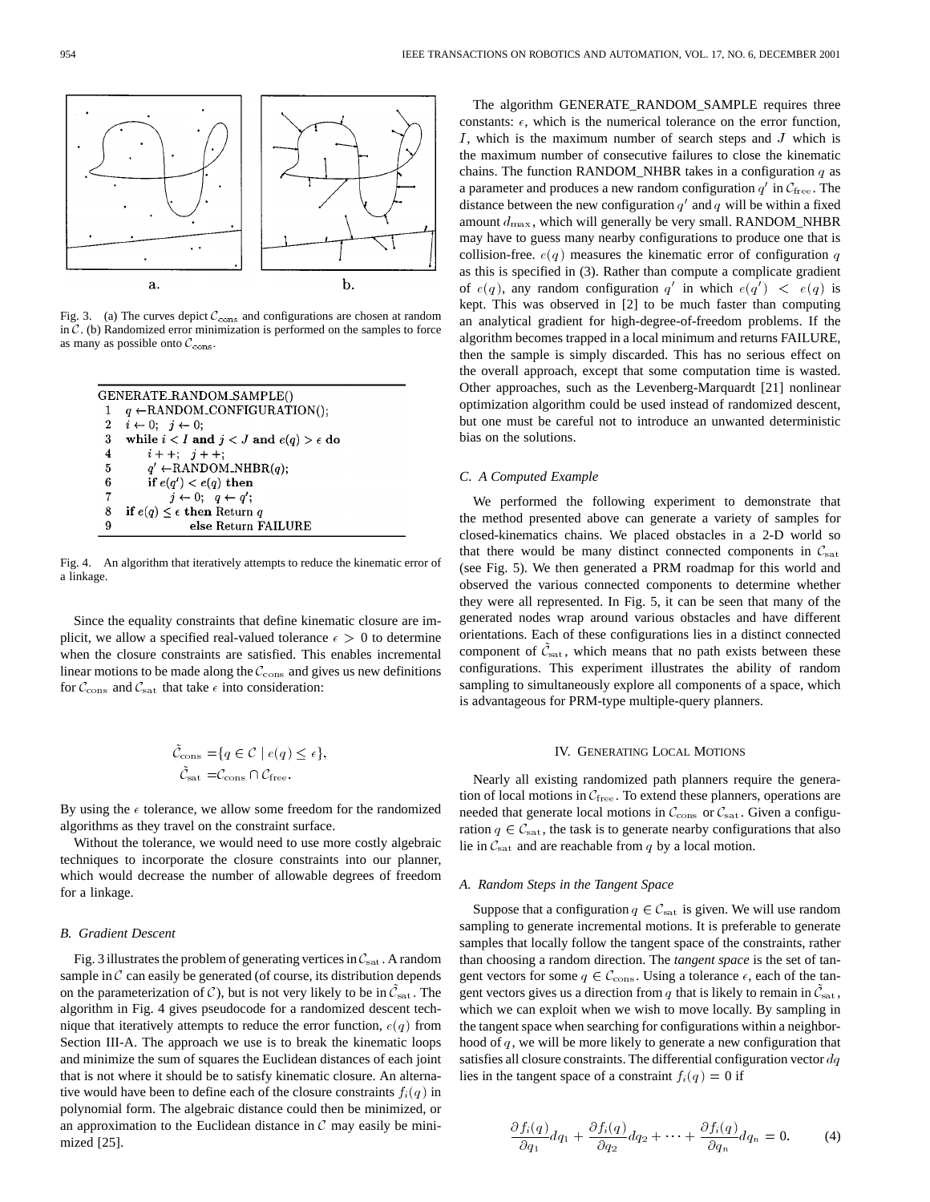Fig. 3. (a) The curves depict $\mathcal{C}_{\rm cons}$ and configurations are chosen at random in $\mathcal{C}$. (b) Randomized error minimization is performed on the samples to force as many as possible onto $\mathcal{C}_{\rm cons}$.

```
GENERATE_RANDOM_SAMPLE()
1   q ← RANDOM_CONFIGURATION();
2   i ← 0;  j ← 0;
3   while i < I and j < J and e(q) > ε do
4       i++;  j++;
5       q' ← RANDOM_NHBR(q);
6       if e(q') < e(q) then
7           j ← 0;  q ← q';
8   if e(q) ≤ ε then Return q
9               else Return FAILURE
```

Fig. 4. An algorithm that iteratively attempts to reduce the kinematic error of a linkage.

Since the equality constraints that define kinematic closure are implicit, we allow a specified real-valued tolerance $\epsilon > 0$ to determine when the closure constraints are satisfied. This enables incremental linear motions to be made along the $\mathcal{C}_{\rm cons}$ and gives us new definitions for $\mathcal{C}_{\rm cons}$ and $\mathcal{C}_{\rm sat}$ that take $\epsilon$ into consideration:

$$\tilde{\mathcal{C}}_{\rm cons} = \{q \in \mathcal{C} \mid e(q) \leq \epsilon\},$$
$$\tilde{\mathcal{C}}_{\rm sat} = \mathcal{C}_{\rm cons} \cap \mathcal{C}_{\rm free}.$$

By using the $\epsilon$ tolerance, we allow some freedom for the randomized algorithms as they travel on the constraint surface.

Without the tolerance, we would need to use more costly algebraic techniques to incorporate the closure constraints into our planner, which would decrease the number of allowable degrees of freedom for a linkage.

### B. Gradient Descent

Fig. 3 illustrates the problem of generating vertices in $\mathcal{C}_{\rm sat}$. A random sample in $\mathcal{C}$ can easily be generated (of course, its distribution depends on the parameterization of $\mathcal{C}$), but is not very likely to be in $\tilde{\mathcal{C}}_{\rm sat}$. The algorithm in Fig. 4 gives pseudocode for a randomized descent technique that iteratively attempts to reduce the error function, $e(q)$ from Section III-A. The approach we use is to break the kinematic loops and minimize the sum of squares the Euclidean distances of each joint that is not where it should be to satisfy kinematic closure. An alternative would have been to define each of the closure constraints $f_i(q)$ in polynomial form. The algebraic distance could then be minimized, or an approximation to the Euclidean distance in $\mathcal{C}$ may easily be minimized [25].

The algorithm GENERATE_RANDOM_SAMPLE requires three constants: $\epsilon$, which is the numerical tolerance on the error function, $I$, which is the maximum number of search steps and $J$ which is the maximum number of consecutive failures to close the kinematic chains. The function RANDOM_NHBR takes in a configuration $q$ as a parameter between and produces a new random configuration $q'$ in $\mathcal{C}_{\rm free}$. The distance between the new configuration $q'$ and $q$ will be within a fixed amount $d_{\max}$, which will generally be very small. RANDOM_NHBR may have to guess many nearby configurations to produce one that is collision-free. $e(q)$ measures the kinematic error of configuration $q$ as this is specified in (3). Rather than compute a complicate gradient of $e(q)$, any random configuration $q'$ in which $e(q') < e(q)$ is kept. This was observed in [2] to be much faster than computing an analytical gradient for high-degree-of-freedom problems. If the algorithm becomes trapped in a local minimum and returns FAILURE, then the sample is simply discarded. This has no serious effect on the overall approach, except that some computation time is wasted. Other approaches, such as the Levenberg-Marquardt [21] nonlinear optimization algorithm could be used instead of randomized descent, but one must be careful not to introduce an unwanted deterministic bias on the solutions.

### C. A Computed Example

We performed the following experiment to demonstrate that the method presented above can generate a variety of samples for closed-kinematics chains. We placed obstacles in a 2-D world so that there would be many distinct connected components in $\mathcal{C}_{\rm sat}$ (see Fig. 5). We then generated a PRM roadmap for this world and observed the various connected components to determine whether they were all represented. In Fig. 5, it can be seen that many of the generated nodes wrap around various obstacles and have different orientations. Each of these configurations lies in a distinct connected component of $\tilde{\mathcal{C}}_{\rm sat}$, which means that no path exists between these configurations. This experiment illustrates the ability of random sampling to simultaneously explore all components of a space, which is advantageous for PRM-type multiple-query planners.

## IV. Generating Local Motions

Nearly all existing randomized path planners require the generation of local motions in $\mathcal{C}_{\rm free}$. To extend these planners, operations are needed that generate local motions in $\mathcal{C}_{\rm cons}$ or $\mathcal{C}_{\rm sat}$. Given a configuration $q \in \mathcal{C}_{\rm sat}$, the task is to generate nearby configurations that also lie in $\mathcal{C}_{\rm sat}$ and are reachable from $q$ by a local motion.

### A. Random Steps in the Tangent Space

Suppose that a configuration $q \in \mathcal{C}_{\rm sat}$ is given. We will use random sampling to generate incremental motions. It is preferable to generate samples that locally follow the tangent space of the constraints, rather than choosing a random direction. The *tangent space* is the set of tangent vectors for some $q \in \mathcal{C}_{\rm cons}$. Using a tolerance $\epsilon$, each of the tangent vectors gives us a direction from $q$ that is likely to remain in $\tilde{\mathcal{C}}_{\rm sat}$, which we can exploit when we wish to move locally. By sampling in the tangent space when searching for configurations within a neighborhood of $q$, we will be more likely to generate a new configuration that satisfies all closure constraints. The differential configuration vector $dq$ lies in the tangent space of a constraint $f_i(q) = 0$ if

$$\frac{\partial f_i(q)}{\partial q_1} dq_1 + \frac{\partial f_i(q)}{\partial q_2} dq_2 + \cdots + \frac{\partial f_i(q)}{\partial q_n} dq_n = 0. \tag{4}$$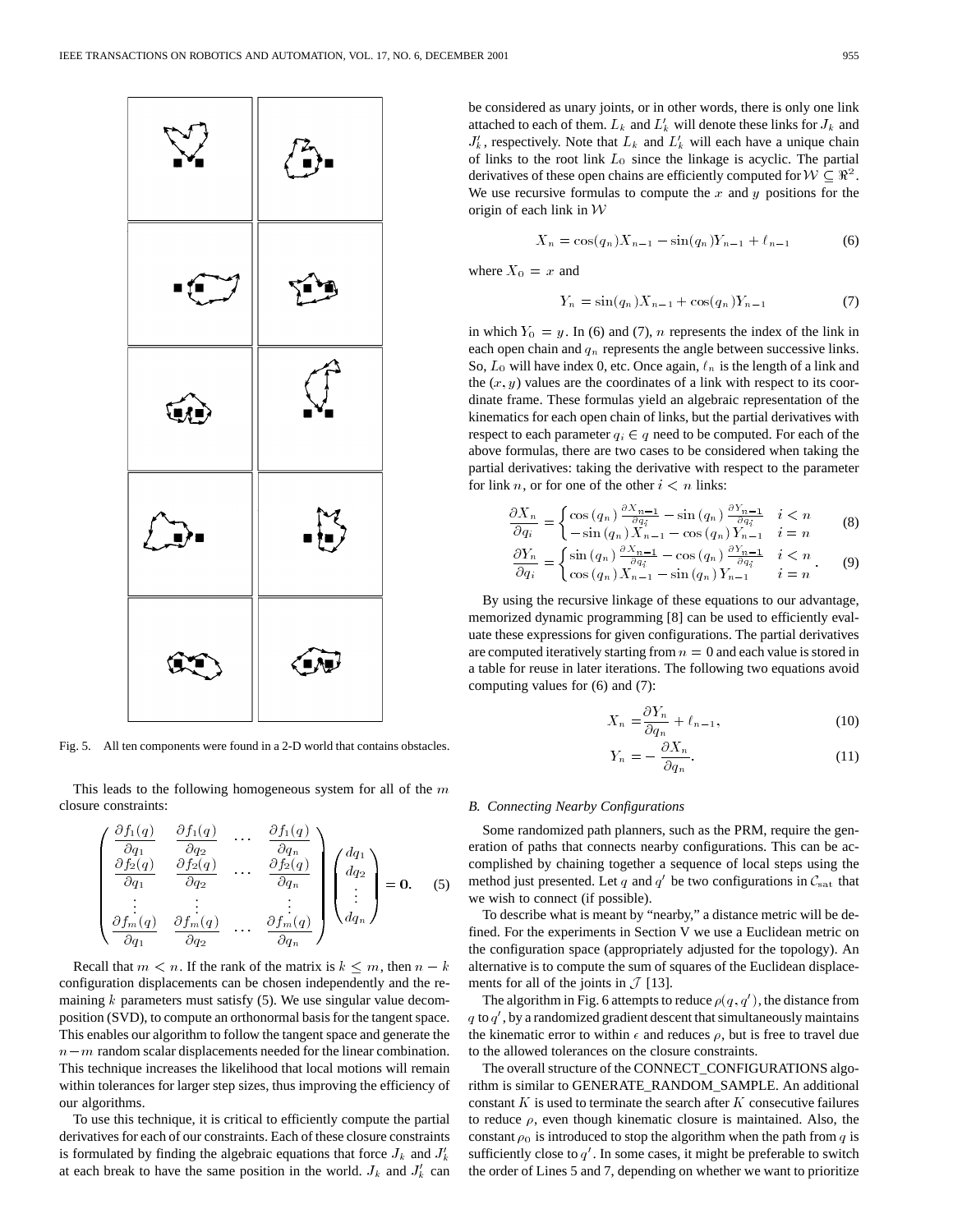Fig. 5. All ten components were found in a 2-D world that contains obstacles.

This leads to the following homogeneous system for all of the $m$ closure constraints:

$$\begin{pmatrix} \frac{\partial f_1(q)}{\partial q_1} & \frac{\partial f_1(q)}{\partial q_2} & \cdots & \frac{\partial f_1(q)}{\partial q_n} \\ \frac{\partial f_2(q)}{\partial q_1} & \frac{\partial f_2(q)}{\partial q_2} & \cdots & \frac{\partial f_2(q)}{\partial q_n} \\ \vdots & \vdots & & \vdots \\ \frac{\partial f_m(q)}{\partial q_1} & \frac{\partial f_m(q)}{\partial q_2} & \cdots & \frac{\partial f_m(q)}{\partial q_n} \end{pmatrix} \begin{pmatrix} dq_1 \\ dq_2 \\ \vdots \\ dq_n \end{pmatrix} = \mathbf{0}. \quad (5)$$

Recall that $m < n$. If the rank of the matrix is $k \leq m$, then $n - k$ configuration displacements can be chosen independently and the remaining $k$ parameters must satisfy (5). We use singular value decomposition (SVD), to compute an orthonormal basis for the tangent space. This enables our algorithm to follow the tangent space and generate the $n - m$ random scalar displacements needed for the linear combination. This technique increases the likelihood that local motions will remain within tolerances for larger step sizes, thus improving the efficiency of our algorithms.

To use this technique, it is critical to efficiently compute the partial derivatives for each of our constraints. Each of these closure constraints is formulated by finding the algebraic equations that force $J_k$ and $J'_k$ at each break to have the same position in the world. $J_k$ and $J'_k$ can be considered as unary joints, or in other words, there is only one link attached to each of them. $L_k$ and $L'_k$ will denote these links for $J_k$ and $J'_k$, respectively. Note that $L_k$ and $L'_k$ will each have a unique chain of links to the root link $L_0$ since the linkage is acyclic. The partial derivatives of these open chains are efficiently computed for $\mathcal{W} \subseteq \Re^2$. We use recursive formulas to compute the $x$ and $y$ positions for the origin of each link in $\mathcal{W}$

$$X_n = \cos(q_n)X_{n-1} - \sin(q_n)Y_{n-1} + \ell_{n-1} \quad (6)$$

where $X_0 = x$ and

$$Y_n = \sin(q_n)X_{n-1} + \cos(q_n)Y_{n-1} \quad (7)$$

in which $Y_0 = y$. In (6) and (7), $n$ represents the index of the link in each open chain and $q_n$ represents the angle between successive links. So, $L_0$ will have index 0, etc. Once again, $\ell_n$ is the length of a link and the $(x, y)$ values are the coordinates of a link with respect to its coordinate frame. These formulas yield an algebraic representation of the kinematics for each open chain of links, but the partial derivatives with respect to each parameter $q_i \in q$ need to be computed. For each of the above formulas, there are two cases to be considered when taking the partial derivatives: taking the derivative with respect to the parameter for link $n$, or for one of the other $i < n$ links:

$$\frac{\partial X_n}{\partial q_i} = \begin{cases} \cos(q_n)\frac{\partial X_{n-1}}{\partial q_i} - \sin(q_n)\frac{\partial Y_{n-1}}{\partial q_i} & i < n \\ -\sin(q_n)X_{n-1} - \cos(q_n)Y_{n-1} & i = n \end{cases} \quad (8)$$

$$\frac{\partial Y_n}{\partial q_i} = \begin{cases} \sin(q_n)\frac{\partial X_{n-1}}{\partial q_i} - \cos(q_n)\frac{\partial Y_{n-1}}{\partial q_i} & i < n \\ \cos(q_n)X_{n-1} - \sin(q_n)Y_{n-1} & i = n \end{cases}. \quad (9)$$

By using the recursive linkage of these equations to our advantage, memorized dynamic programming [8] can be used to efficiently evaluate these expressions for given configurations. The partial derivatives are computed iteratively starting from $n = 0$ and each value is stored in a table for reuse in later iterations. The following two equations avoid computing values for (6) and (7):

$$X_n = \frac{\partial Y_n}{\partial q_n} + \ell_{n-1}, \quad (10)$$

$$Y_n = -\frac{\partial X_n}{\partial q_n}. \quad (11)$$

### B. Connecting Nearby Configurations

Some randomized path planners, such as the PRM, require the generation of paths that connects nearby configurations. This can be accomplished by chaining together a sequence of local steps using the method just presented. Let $q$ and $q'$ be two configurations in $\mathcal{C}_{\text{sat}}$ that we wish to connect (if possible).

To describe what is meant by "nearby," a distance metric will be defined. For the experiments in Section V we use a Euclidean metric on the configuration space (appropriately adjusted for the topology). An alternative is to compute the sum of squares of the Euclidean displacements for all of the joints in $\mathcal{J}$ [13].

The algorithm in Fig. 6 attempts to reduce $\rho(q, q')$, the distance from $q$ to $q'$, by a randomized gradient descent that simultaneously maintains the kinematic error to within $\epsilon$ and reduces $\rho$, but is free to travel due to the allowed tolerances on the closure constraints.

The overall structure of the CONNECT_CONFIGURATIONS algorithm is similar to GENERATE_RANDOM_SAMPLE. An additional constant $K$ is used to terminate the search after $K$ consecutive failures to reduce $\rho$, even though kinematic closure is maintained. Also, the constant $\rho_0$ is introduced to stop the algorithm when the path from $q$ is sufficiently close to $q'$. In some cases, it might be preferable to switch the order of Lines 5 and 7, depending on whether we want to prioritize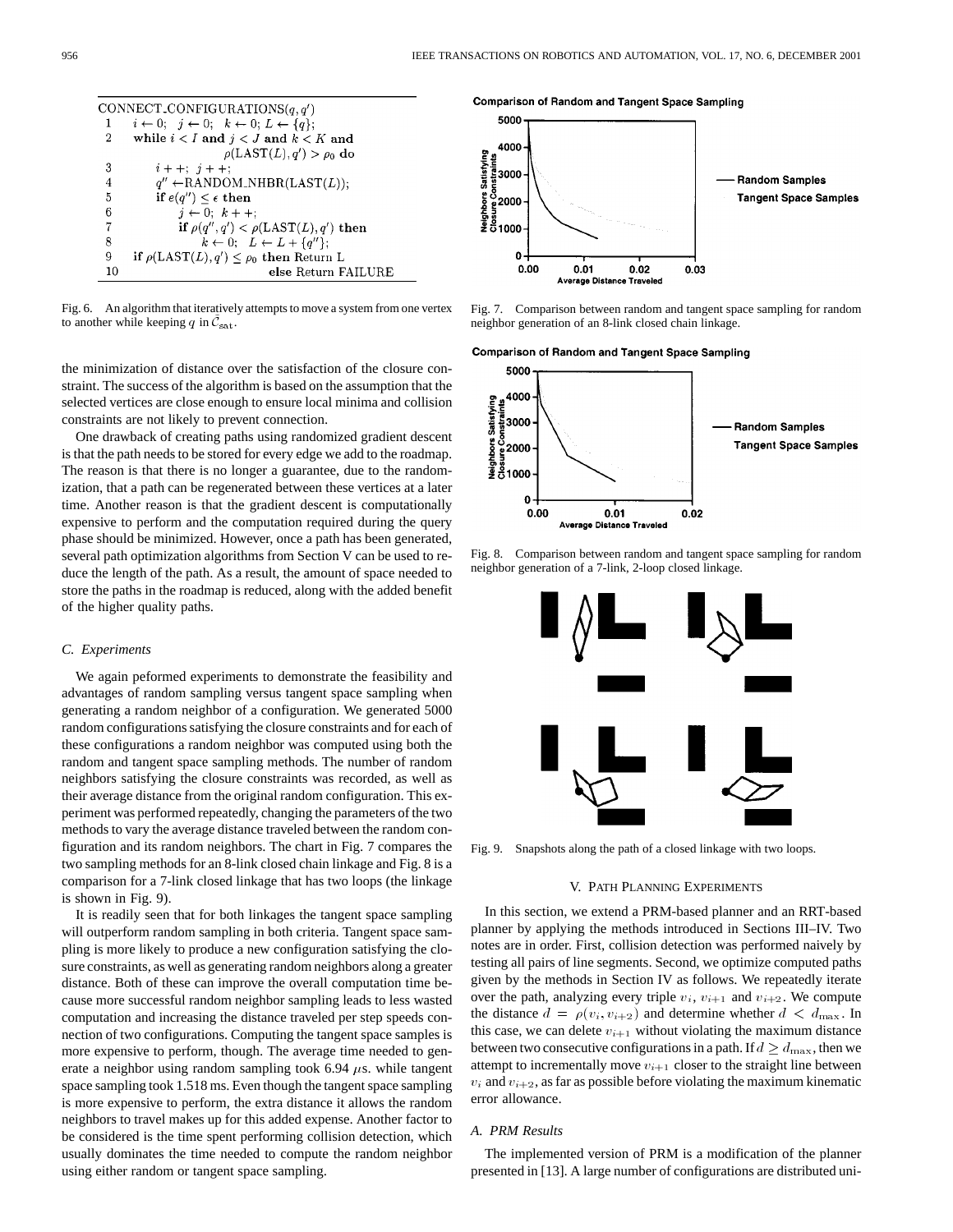```
CONNECT_CONFIGURATIONS(q, q')
1    i ← 0;  j ← 0;  k ← 0; L ← {q};
2    while i < I and j < J and k < K and
                     ρ(LAST(L), q') > ρ_0 do
3        i++; j++;
4        q'' ← RANDOM_NHBR(LAST(L));
5        if e(q'') ≤ ε then
6            j ← 0;  k++;
7            if ρ(q'', q') < ρ(LAST(L), q') then
8                k ← 0;  L ← L + {q''};
9    if ρ(LAST(L), q') ≤ ρ_0 then Return L
10                         else Return FAILURE
```

Fig. 6. An algorithm that iteratively attempts to move a system from one vertex to another while keeping $q$ in $\mathcal{C}_{\text{sat}}$.

the minimization of distance over the satisfaction of the closure constraint. The success of the algorithm is based on the assumption that the selected vertices are close enough to ensure local minima and collision constraints are not likely to prevent connection.

One drawback of creating paths using randomized gradient descent is that the path needs to be stored for every edge we add to the roadmap. The reason is that there is no longer a guarantee, due to the randomization, that a path can be regenerated between these vertices at a later time. Another reason is that the gradient descent is computationally expensive to perform and the computation required during the query phase should be minimized. However, once a path has been generated, several path optimization algorithms from Section V can be used to reduce the length of the path. As a result, the amount of space needed to store the paths in the roadmap is reduced, along with the added benefit of the higher quality paths.

### C. Experiments

We again peformed experiments to demonstrate the feasibility and advantages of random sampling versus tangent space sampling when generating a random neighbor of a configuration. We generated 5000 random configurations satisfying the closure constraints and for each of these configurations a random neighbor was computed using both the random and tangent space sampling methods. The number of random neighbors satisfying the closure constraints was recorded, as well as their average distance from the original random configuration. This experiment was performed repeatedly, changing the parameters of the two methods to vary the average distance traveled between the random configuration and its random neighbors. The chart in Fig. 7 compares the two sampling methods for an 8-link closed chain linkage and Fig. 8 is a comparison for a 7-link closed linkage that has two loops (the linkage is shown in Fig. 9).

It is readily seen that for both linkages the tangent space sampling will outperform random sampling in both criteria. Tangent space sampling is more likely to produce a new configuration satisfying the closure constraints, as well as generating random neighbors along a greater distance. Both of these can improve the overall computation time because more successful random neighbor sampling leads to less wasted computation and increasing the distance traveled per step speeds connection of two configurations. Computing the tangent space samples is more expensive to perform, though. The average time needed to generate a neighbor using random sampling took 6.94 $\mu$s. while tangent space sampling took 1.518 ms. Even though the tangent space sampling is more expensive to perform, the extra distance it allows the random neighbors to travel makes up for this added expense. Another factor to be considered is the time spent performing collision detection, which usually dominates the time needed to compute the random neighbor using either random or tangent space sampling.

Comparison of Random and Tangent Space Sampling

Neighbors Satisfying Closure Constraints

5000
4000
3000
2000
1000
0

0.00
0.01
0.02
0.03

Average Distance Traveled

Random Samples
Tangent Space Samples

Fig. 7. Comparison between random and tangent space sampling for random neighbor generation of an 8-link closed chain linkage.

Comparison of Random and Tangent Space Sampling

Neighbors Satisfying Closure Constraints

5000
4000
3000
2000
1000
0

0.00
0.01
0.02

Average Distance Traveled

Random Samples
Tangent Space Samples

Fig. 8. Comparison between random and tangent space sampling for random neighbor generation of a 7-link, 2-loop closed linkage.

Fig. 9. Snapshots along the path of a closed linkage with two loops.

## V. Path Planning Experiments

In this section, we extend a PRM-based planner and an RRT-based planner by applying the methods introduced in Sections III–IV. Two notes are in order. First, collision detection was performed naively by testing all pairs of line segments. Second, we optimize computed paths given by the methods in Section IV as follows. We repeatedly iterate over the path, analyzing every triple $v_i$, $v_{i+1}$ and $v_{i+2}$. We compute the distance $d = \rho(v_i, v_{i+2})$ and determine whether $d < d_{\max}$. In this case, we can delete $v_{i+1}$ without violating the maximum distance between two consecutive configurations in a path. If $d \geq d_{\max}$, then we attempt to incrementally move $v_{i+1}$ closer to the straight line between $v_i$ and $v_{i+2}$, as far as possible before violating the maximum kinematic error allowance.

### A. PRM Results

The implemented version of PRM is a modification of the planner presented in [13]. A large number of configurations are distributed uni-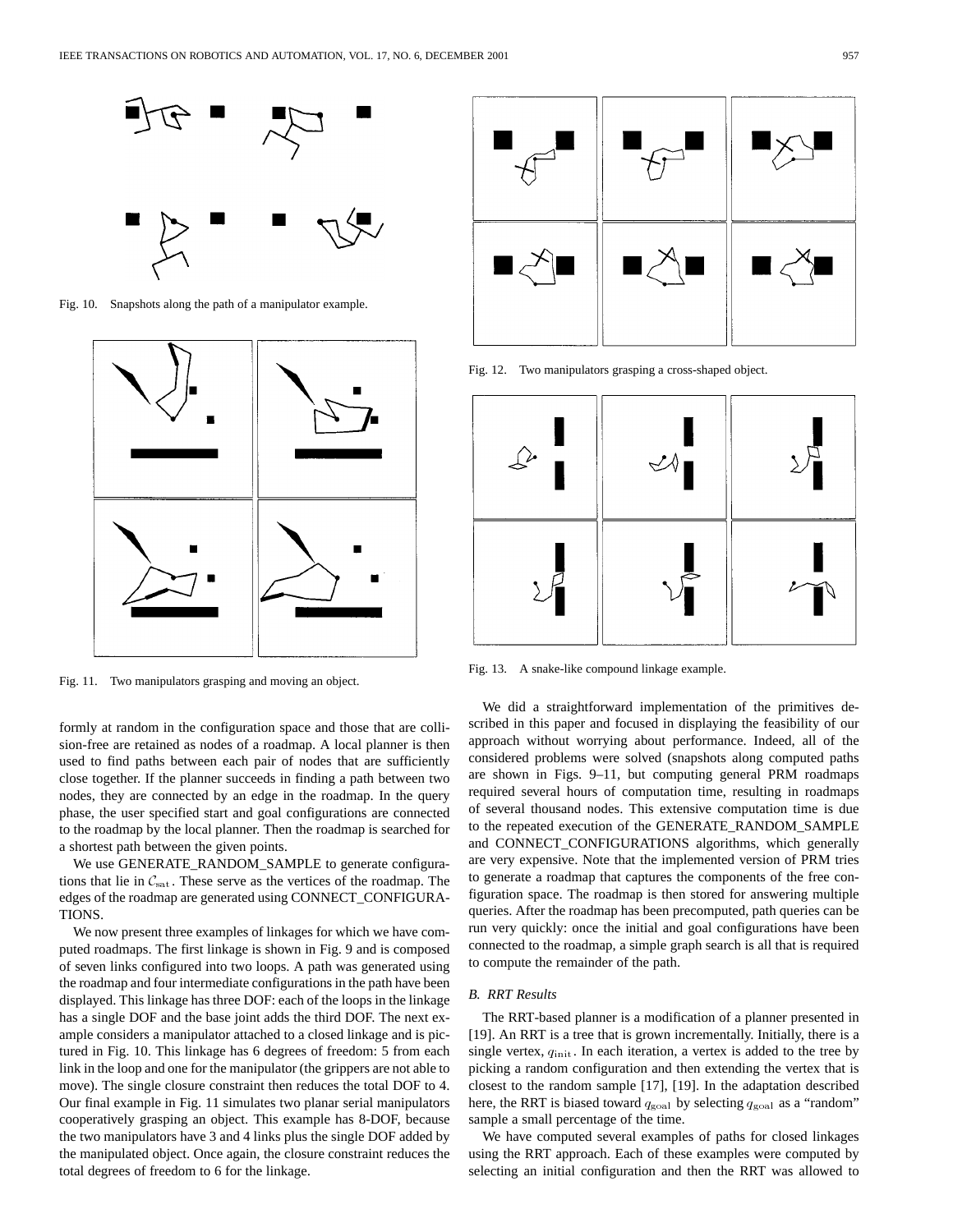Fig. 10. Snapshots along the path of a manipulator example.

Fig. 11. Two manipulators grasping and moving an object.

formly at random in the configuration space and those that are collision-free are retained as nodes of a roadmap. A local planner is then used to find paths between each pair of nodes that are sufficiently close together. If the planner succeeds in finding a path between two nodes, they are connected by an edge in the roadmap. In the query phase, the user specified start and goal configurations are connected to the roadmap by the local planner. Then the roadmap is searched for a shortest path between the given points.

We use GENERATE_RANDOM_SAMPLE to generate configurations that lie in $\mathcal{C}_{\rm sat}$. These serve as the vertices of the roadmap. The edges of the roadmap are generated using CONNECT_CONFIGURATIONS.

We now present three examples of linkages for which we have computed roadmaps. The first linkage is shown in Fig. 9 and is composed of seven links configured into two loops. A path was generated using the roadmap and four intermediate configurations in the path have been displayed. This linkage has three DOF: each of the loops in the linkage has a single DOF and the base joint adds the third DOF. The next example considers a manipulator attached to a closed linkage and is pictured in Fig. 10. This linkage has 6 degrees of freedom: 5 from each link in the loop and one for the manipulator (the grippers are not able to move). The single closure constraint then reduces the total DOF to 4. Our final example in Fig. 11 simulates two planar serial manipulators cooperatively grasping an object. This example has 8-DOF, because the two manipulators have 3 and 4 links plus the single DOF added by the manipulated object. Once again, the closure constraint reduces the total degrees of freedom to 6 for the linkage.

Fig. 12. Two manipulators grasping a cross-shaped object.

Fig. 13. A snake-like compound linkage example.

We did a straightforward implementation of the primitives described in this paper and focused in displaying the feasibility of our approach without worrying about performance. Indeed, all of the considered problems were solved (snapshots along computed paths are shown in Figs. 9–11, but computing general PRM roadmaps required several hours of computation time, resulting in roadmaps of several thousand nodes. This extensive computation time is due to the repeated execution of the GENERATE_RANDOM_SAMPLE and CONNECT_CONFIGURATIONS algorithms, which generally are very expensive. Note that the implemented version of PRM tries to generate a roadmap that captures the components of the free configuration space. The roadmap is then stored for answering multiple queries. After the roadmap has been precomputed, path queries can be run very quickly: once the initial and goal configurations have been connected to the roadmap, a simple graph search is all that is required to compute the remainder of the path.

### *B. RRT Results*

The RRT-based planner is a modification of a planner presented in [19]. An RRT is a tree that is grown incrementally. Initially, there is a single vertex, $q_{\rm init}$. In each iteration, a vertex is added to the tree by picking a random configuration and then extending the vertex that is closest to the random sample [17], [19]. In the adaptation described here, the RRT is biased toward $q_{\rm goal}$ by selecting $q_{\rm goal}$ as a "random" sample a small percentage of the time.

We have computed several examples of paths for closed linkages using the RRT approach. Each of these examples were computed by selecting an initial configuration and then the RRT was allowed to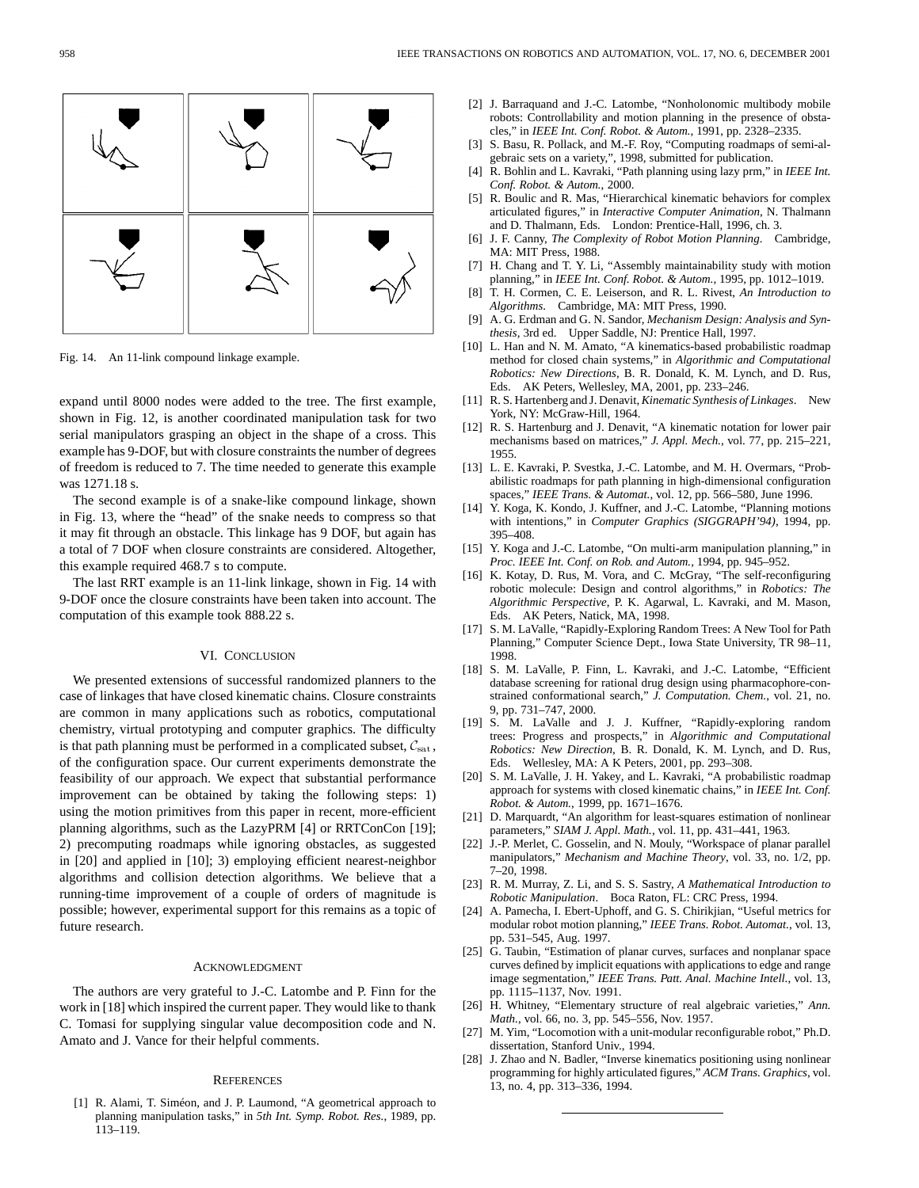Fig. 14. An 11-link compound linkage example.

expand until 8000 nodes were added to the tree. The first example, shown in Fig. 12, is another coordinated manipulation task for two serial manipulators grasping an object in the shape of a cross. This example has 9-DOF, but with closure constraints the number of degrees of freedom is reduced to 7. The time needed to generate this example was 1271.18 s.

The second example is of a snake-like compound linkage, shown in Fig. 13, where the "head" of the snake needs to compress so that it may fit through an obstacle. This linkage has 9 DOF, but again has a total of 7 DOF when closure constraints are considered. Altogether, this example required 468.7 s to compute.

The last RRT example is an 11-link linkage, shown in Fig. 14 with 9-DOF once the closure constraints have been taken into account. The computation of this example took 888.22 s.

## VI. Conclusion

We presented extensions of successful randomized planners to the case of linkages that have closed kinematic chains. Closure constraints are common in many applications such as robotics, computational chemistry, virtual prototyping and computer graphics. The difficulty is that path planning must be performed in a complicated subset, $\mathcal{C}_{\rm sat}$, of the configuration space. Our current experiments demonstrate the feasibility of our approach. We expect that substantial performance improvement can be obtained by taking the following steps: 1) using the motion primitives from this paper in recent, more-efficient planning algorithms, such as the LazyPRM [4] or RRTConCon [19]; 2) precomputing roadmaps while ignoring obstacles, as suggested in [20] and applied in [10]; 3) employing efficient nearest-neighbor algorithms and collision detection algorithms. We believe that a running-time improvement of a couple of orders of magnitude is possible; however, experimental support for this remains as a topic of future research.

## Acknowledgment

The authors are very grateful to J.-C. Latombe and P. Finn for the work in [18] which inspired the current paper. They would like to thank C. Tomasi for supplying singular value decomposition code and N. Amato and J. Vance for their helpful comments.

## References

[1] R. Alami, T. Siméon, and J. P. Laumond, "A geometrical approach to planning manipulation tasks," in *5th Int. Symp. Robot. Res.*, 1989, pp. 113–119.

[2] J. Barraquand and J.-C. Latombe, "Nonholonomic multibody mobile robots: Controllability and motion planning in the presence of obstacles," in *IEEE Int. Conf. Robot. & Autom.*, 1991, pp. 2328–2335.

[3] S. Basu, R. Pollack, and M.-F. Roy, "Computing roadmaps of semi-algebraic sets on a variety,", 1998, submitted for publication.

[4] R. Bohlin and L. Kavraki, "Path planning using lazy prm," in *IEEE Int. Conf. Robot. & Autom.*, 2000.

[5] R. Boulic and R. Mas, "Hierarchical kinematic behaviors for complex articulated figures," in *Interactive Computer Animation*, N. Thalmann and D. Thalmann, Eds. London: Prentice-Hall, 1996, ch. 3.

[6] J. F. Canny, *The Complexity of Robot Motion Planning*. Cambridge, MA: MIT Press, 1988.

[7] H. Chang and T. Y. Li, "Assembly maintainability study with motion planning," in *IEEE Int. Conf. Robot. & Autom.*, 1995, pp. 1012–1019.

[8] T. H. Cormen, C. E. Leiserson, and R. L. Rivest, *An Introduction to Algorithms*. Cambridge, MA: MIT Press, 1990.

[9] A. G. Erdman and G. N. Sandor, *Mechanism Design: Analysis and Synthesis*, 3rd ed. Upper Saddle, NJ: Prentice Hall, 1997.

[10] L. Han and N. M. Amato, "A kinematics-based probabilistic roadmap method for closed chain systems," in *Algorithmic and Computational Robotics: New Directions*, B. R. Donald, K. M. Lynch, and D. Rus, Eds. AK Peters, Wellesley, MA, 2001, pp. 233–246.

[11] R. S. Hartenberg and J. Denavit, *Kinematic Synthesis of Linkages*. New York, NY: McGraw-Hill, 1964.

[12] R. S. Hartenburg and J. Denavit, "A kinematic notation for lower pair mechanisms based on matrices," *J. Appl. Mech.*, vol. 77, pp. 215–221, 1955.

[13] L. E. Kavraki, P. Svestka, J.-C. Latombe, and M. H. Overmars, "Probabilistic roadmaps for path planning in high-dimensional configuration spaces," *IEEE Trans. & Automat.*, vol. 12, pp. 566–580, June 1996.

[14] Y. Koga, K. Kondo, J. Kuffner, and J.-C. Latombe, "Planning motions with intentions," in *Computer Graphics (SIGGRAPH'94)*, 1994, pp. 395–408.

[15] Y. Koga and J.-C. Latombe, "On multi-arm manipulation planning," in *Proc. IEEE Int. Conf. on Rob. and Autom.*, 1994, pp. 945–952.

[16] K. Kotay, D. Rus, M. Vora, and C. McGray, "The self-reconfiguring robotic molecule: Design and control algorithms," in *Robotics: The Algorithmic Perspective*, P. K. Agarwal, L. Kavraki, and M. Mason, Eds. AK Peters, Natick, MA, 1998.

[17] S. M. LaValle, "Rapidly-Exploring Random Trees: A New Tool for Path Planning," Computer Science Dept., Iowa State University, TR 98–11, 1998.

[18] S. M. LaValle, P. Finn, L. Kavraki, and J.-C. Latombe, "Efficient database screening for rational drug design using pharmacophore-constrained conformational search," *J. Computation. Chem.*, vol. 21, no. 9, pp. 731–747, 2000.

[19] S. M. LaValle and J. J. Kuffner, "Rapidly-exploring random trees: Progress and prospects," in *Algorithmic and Computational Robotics: New Direction*, B. R. Donald, K. M. Lynch, and D. Rus, Eds. Wellesley, MA: A K Peters, 2001, pp. 293–308.

[20] S. M. LaValle, J. H. Yakey, and L. Kavraki, "A probabilistic roadmap approach for systems with closed kinematic chains," in *IEEE Int. Conf. Robot. & Autom.*, 1999, pp. 1671–1676.

[21] D. Marquardt, "An algorithm for least-squares estimation of nonlinear parameters," *SIAM J. Appl. Math.*, vol. 11, pp. 431–441, 1963.

[22] J.-P. Merlet, C. Gosselin, and N. Mouly, "Workspace of planar parallel manipulators," *Mechanism and Machine Theory*, vol. 33, no. 1/2, pp. 7–20, 1998.

[23] R. M. Murray, Z. Li, and S. S. Sastry, *A Mathematical Introduction to Robotic Manipulation*. Boca Raton, FL: CRC Press, 1994.

[24] A. Pamecha, I. Ebert-Uphoff, and G. S. Chirikjian, "Useful metrics for modular robot motion planning," *IEEE Trans. Robot. Automat.*, vol. 13, pp. 531–545, Aug. 1997.

[25] G. Taubin, "Estimation of planar curves, surfaces and nonplanar space curves defined by implicit equations with applications to edge and range image segmentation," *IEEE Trans. Patt. Anal. Machine Intell.*, vol. 13, pp. 1115–1137, Nov. 1991.

[26] H. Whitney, "Elementary structure of real algebraic varieties," *Ann. Math.*, vol. 66, no. 3, pp. 545–556, Nov. 1957.

[27] M. Yim, "Locomotion with a unit-modular reconfigurable robot," Ph.D. dissertation, Stanford Univ., 1994.

[28] J. Zhao and N. Badler, "Inverse kinematics positioning using nonlinear programming for highly articulated figures," *ACM Trans. Graphics*, vol. 13, no. 4, pp. 313–336, 1994.